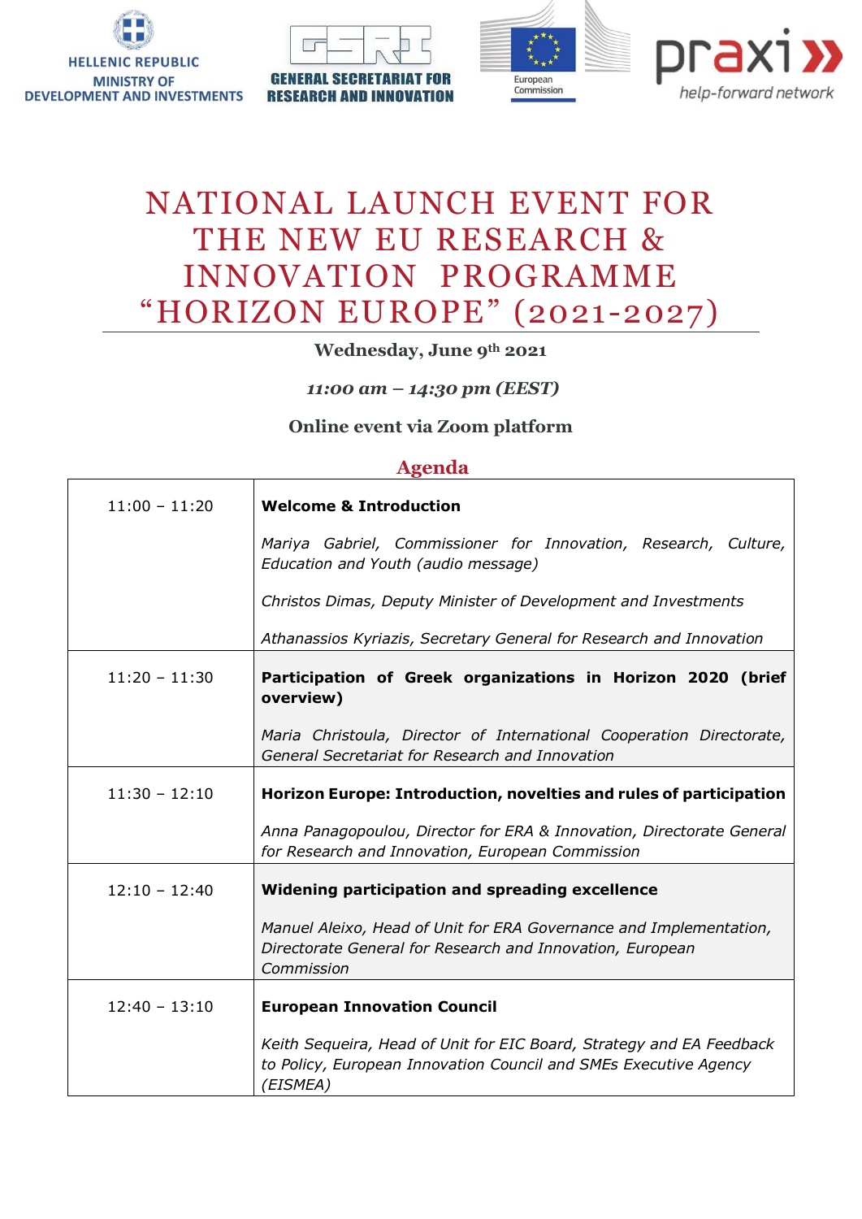HELLENIC REPUBLIC
MINISTRY OF
DEVELOPMENT AND INVESTMENTS

GENERAL SECRETARIAT FOR
RESEARCH AND INNOVATION

European Commission

praxi help-forward network

# NATIONAL LAUNCH EVENT FOR THE NEW EU RESEARCH & INNOVATION PROGRAMME "HORIZON EUROPE" (2021-2027)

**Wednesday, June 9th 2021**

***11:00 am – 14:30 pm (EEST)***

**Online event via Zoom platform**

## Agenda

| | |
|---|---|
| 11:00 – 11:20 | **Welcome & Introduction**<br><br>*Mariya Gabriel, Commissioner for Innovation, Research, Culture, Education and Youth (audio message)*<br><br>*Christos Dimas, Deputy Minister of Development and Investments*<br><br>*Athanassios Kyriazis, Secretary General for Research and Innovation* |
| 11:20 – 11:30 | **Participation of Greek organizations in Horizon 2020 (brief overview)**<br><br>*Maria Christoula, Director of International Cooperation Directorate, General Secretariat for Research and Innovation* |
| 11:30 – 12:10 | **Horizon Europe: Introduction, novelties and rules of participation**<br><br>*Anna Panagopoulou, Director for ERA & Innovation, Directorate General for Research and Innovation, European Commission* |
| 12:10 – 12:40 | **Widening participation and spreading excellence**<br><br>*Manuel Aleixo, Head of Unit for ERA Governance and Implementation, Directorate General for Research and Innovation, European Commission* |
| 12:40 – 13:10 | **European Innovation Council**<br><br>*Keith Sequeira, Head of Unit for EIC Board, Strategy and EA Feedback to Policy, European Innovation Council and SMEs Executive Agency (EISMEA)* |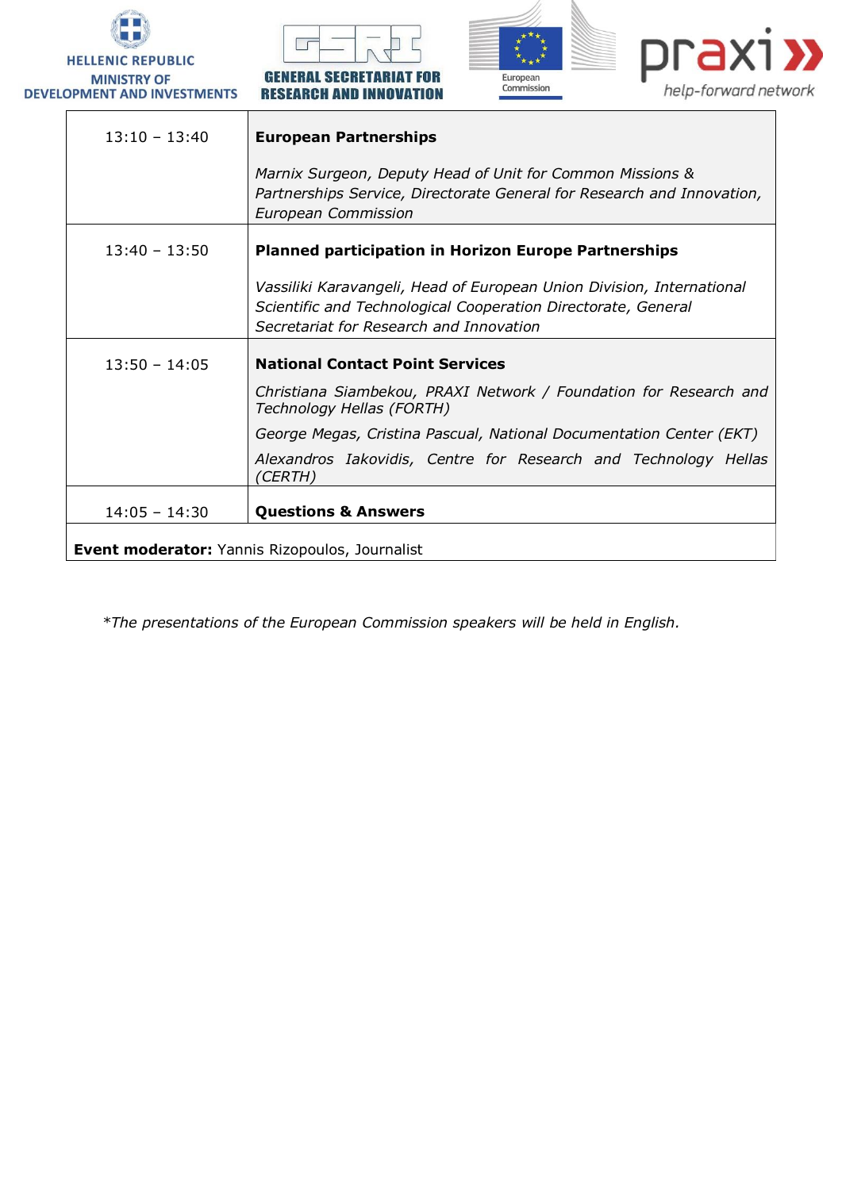| | |
|---|---|
| 13:10 – 13:40 | **European Partnerships**<br><br>*Marnix Surgeon, Deputy Head of Unit for Common Missions & Partnerships Service, Directorate General for Research and Innovation, European Commission* |
| 13:40 – 13:50 | **Planned participation in Horizon Europe Partnerships**<br><br>*Vassiliki Karavangeli, Head of European Union Division, International Scientific and Technological Cooperation Directorate, General Secretariat for Research and Innovation* |
| 13:50 – 14:05 | **National Contact Point Services**<br><br>*Christiana Siambekou, PRAXI Network / Foundation for Research and Technology Hellas (FORTH)*<br><br>*George Megas, Cristina Pascual, National Documentation Center (EKT)*<br><br>*Alexandros Iakovidis, Centre for Research and Technology Hellas (CERTH)* |
| 14:05 – 14:30 | **Questions & Answers** |
| **Event moderator:** Yannis Rizopoulos, Journalist | |

*\*The presentations of the European Commission speakers will be held in English.*